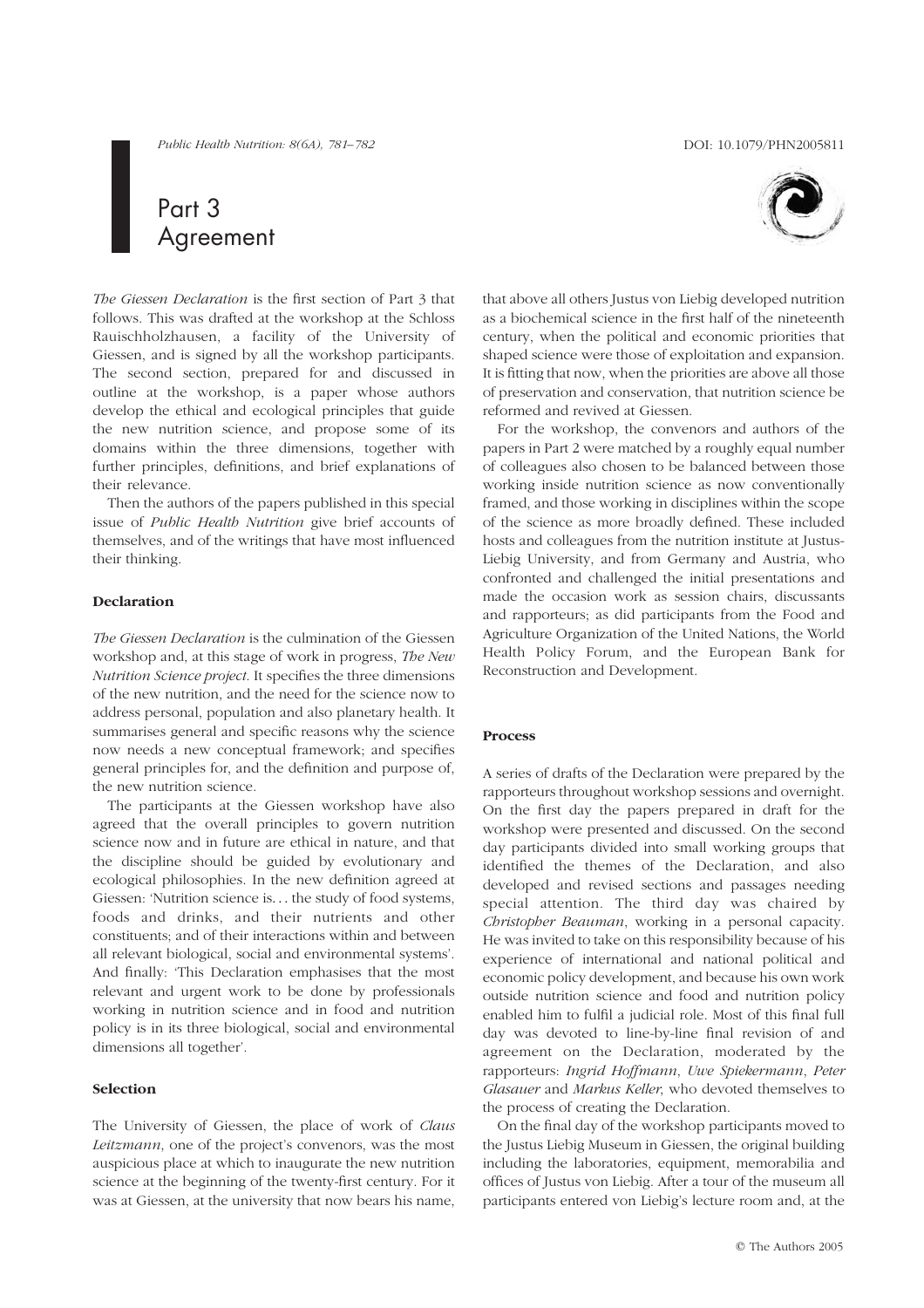# Part 3
# Agreement

*The Giessen Declaration* is the first section of Part 3 that follows. This was drafted at the workshop at the Schloss Rauischholzhausen, a facility of the University of Giessen, and is signed by all the workshop participants. The second section, prepared for and discussed in outline at the workshop, is a paper whose authors develop the ethical and ecological principles that guide the new nutrition science, and propose some of its domains within the three dimensions, together with further principles, definitions, and brief explanations of their relevance.

Then the authors of the papers published in this special issue of *Public Health Nutrition* give brief accounts of themselves, and of the writings that have most influenced their thinking.

### Declaration

*The Giessen Declaration* is the culmination of the Giessen workshop and, at this stage of work in progress, *The New Nutrition Science project*. It specifies the three dimensions of the new nutrition, and the need for the science now to address personal, population and also planetary health. It summarises general and specific reasons why the science now needs a new conceptual framework; and specifies general principles for, and the definition and purpose of, the new nutrition science.

The participants at the Giessen workshop have also agreed that the overall principles to govern nutrition science now and in future are ethical in nature, and that the discipline should be guided by evolutionary and ecological philosophies. In the new definition agreed at Giessen: 'Nutrition science is… the study of food systems, foods and drinks, and their nutrients and other constituents; and of their interactions within and between all relevant biological, social and environmental systems'. And finally: 'This Declaration emphasises that the most relevant and urgent work to be done by professionals working in nutrition science and in food and nutrition policy is in its three biological, social and environmental dimensions all together'.

### Selection

The University of Giessen, the place of work of *Claus Leitzmann*, one of the project's convenors, was the most auspicious place at which to inaugurate the new nutrition science at the beginning of the twenty-first century. For it was at Giessen, at the university that now bears his name, that above all others Justus von Liebig developed nutrition as a biochemical science in the first half of the nineteenth century, when the political and economic priorities that shaped science were those of exploitation and expansion. It is fitting that now, when the priorities are above all those of preservation and conservation, that nutrition science be reformed and revived at Giessen.

For the workshop, the convenors and authors of the papers in Part 2 were matched by a roughly equal number of colleagues also chosen to be balanced between those working inside nutrition science as now conventionally framed, and those working in disciplines within the scope of the science as more broadly defined. These included hosts and colleagues from the nutrition institute at Justus-Liebig University, and from Germany and Austria, who confronted and challenged the initial presentations and made the occasion work as session chairs, discussants and rapporteurs; as did participants from the Food and Agriculture Organization of the United Nations, the World Health Policy Forum, and the European Bank for Reconstruction and Development.

### Process

A series of drafts of the Declaration were prepared by the rapporteurs throughout workshop sessions and overnight. On the first day the papers prepared in draft for the workshop were presented and discussed. On the second day participants divided into small working groups that identified the themes of the Declaration, and also developed and revised sections and passages needing special attention. The third day was chaired by *Christopher Beauman*, working in a personal capacity. He was invited to take on this responsibility because of his experience of international and national political and economic policy development, and because his own work outside nutrition science and food and nutrition policy enabled him to fulfil a judicial role. Most of this final full day was devoted to line-by-line final revision of and agreement on the Declaration, moderated by the rapporteurs: *Ingrid Hoffmann*, *Uwe Spiekermann*, *Peter Glasauer* and *Markus Keller*, who devoted themselves to the process of creating the Declaration.

On the final day of the workshop participants moved to the Justus Liebig Museum in Giessen, the original building including the laboratories, equipment, memorabilia and offices of Justus von Liebig. After a tour of the museum all participants entered von Liebig's lecture room and, at the

© The Authors 2005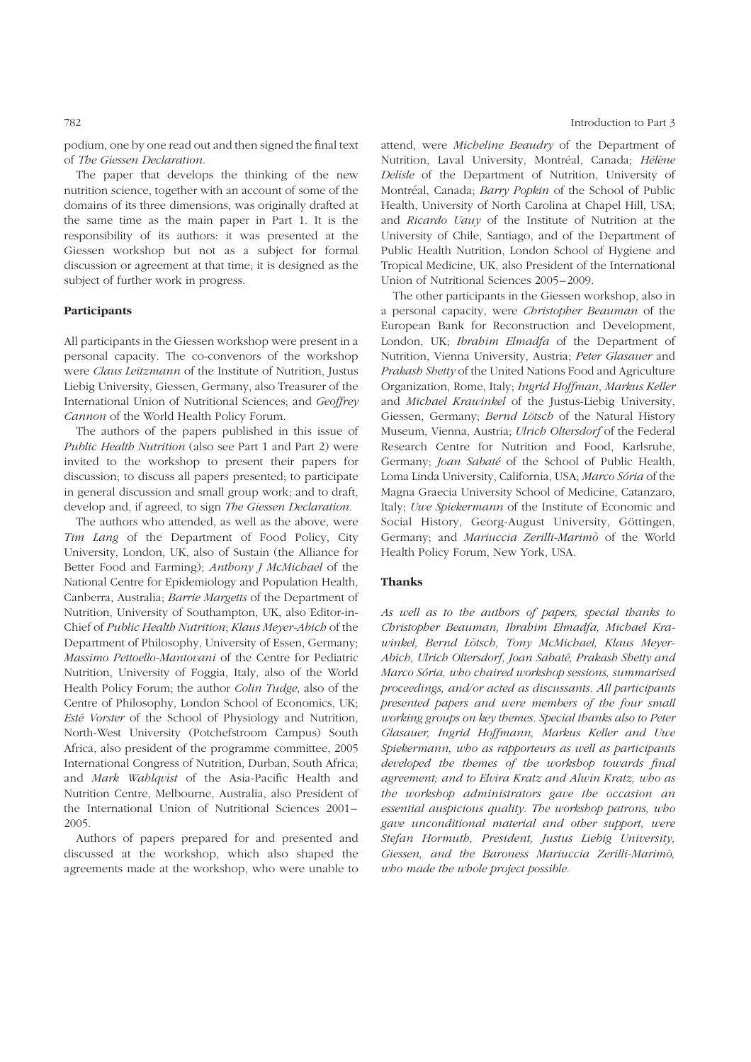podium, one by one read out and then signed the final text of *The Giessen Declaration*.

The paper that develops the thinking of the new nutrition science, together with an account of some of the domains of its three dimensions, was originally drafted at the same time as the main paper in Part 1. It is the responsibility of its authors: it was presented at the Giessen workshop but not as a subject for formal discussion or agreement at that time; it is designed as the subject of further work in progress.

### Participants

All participants in the Giessen workshop were present in a personal capacity. The co-convenors of the workshop were *Claus Leitzmann* of the Institute of Nutrition, Justus Liebig University, Giessen, Germany, also Treasurer of the International Union of Nutritional Sciences; and *Geoffrey Cannon* of the World Health Policy Forum.

The authors of the papers published in this issue of *Public Health Nutrition* (also see Part 1 and Part 2) were invited to the workshop to present their papers for discussion; to discuss all papers presented; to participate in general discussion and small group work; and to draft, develop and, if agreed, to sign *The Giessen Declaration*.

The authors who attended, as well as the above, were *Tim Lang* of the Department of Food Policy, City University, London, UK, also of Sustain (the Alliance for Better Food and Farming); *Anthony J McMichael* of the National Centre for Epidemiology and Population Health, Canberra, Australia; *Barrie Margetts* of the Department of Nutrition, University of Southampton, UK, also Editor-in-Chief of *Public Health Nutrition*; *Klaus Meyer-Abich* of the Department of Philosophy, University of Essen, Germany; *Massimo Pettoello-Mantovani* of the Centre for Pediatric Nutrition, University of Foggia, Italy, also of the World Health Policy Forum; the author *Colin Tudge*, also of the Centre of Philosophy, London School of Economics, UK; *Esté Vorster* of the School of Physiology and Nutrition, North-West University (Potchefstroom Campus) South Africa, also president of the programme committee, 2005 International Congress of Nutrition, Durban, South Africa; and *Mark Wahlqvist* of the Asia-Pacific Health and Nutrition Centre, Melbourne, Australia, also President of the International Union of Nutritional Sciences 2001–2005.

Authors of papers prepared for and presented and discussed at the workshop, which also shaped the agreements made at the workshop, who were unable to attend, were *Micheline Beaudry* of the Department of Nutrition, Laval University, Montréal, Canada; *Hélène Delisle* of the Department of Nutrition, University of Montréal, Canada; *Barry Popkin* of the School of Public Health, University of North Carolina at Chapel Hill, USA; and *Ricardo Uauy* of the Institute of Nutrition at the University of Chile, Santiago, and of the Department of Public Health Nutrition, London School of Hygiene and Tropical Medicine, UK, also President of the International Union of Nutritional Sciences 2005–2009.

The other participants in the Giessen workshop, also in a personal capacity, were *Christopher Beauman* of the European Bank for Reconstruction and Development, London, UK; *Ibrahim Elmadfa* of the Department of Nutrition, Vienna University, Austria; *Peter Glasauer* and *Prakash Shetty* of the United Nations Food and Agriculture Organization, Rome, Italy; *Ingrid Hoffman*, *Markus Keller* and *Michael Krawinkel* of the Justus-Liebig University, Giessen, Germany; *Bernd Lötsch* of the Natural History Museum, Vienna, Austria; *Ulrich Oltersdorf* of the Federal Research Centre for Nutrition and Food, Karlsruhe, Germany; *Joan Sabaté* of the School of Public Health, Loma Linda University, California, USA; *Marco Sória* of the Magna Graecia University School of Medicine, Catanzaro, Italy; *Uwe Spiekermann* of the Institute of Economic and Social History, Georg-August University, Göttingen, Germany; and *Mariuccia Zerilli-Marimò* of the World Health Policy Forum, New York, USA.

### Thanks

*As well as to the authors of papers, special thanks to Christopher Beauman, Ibrahim Elmadfa, Michael Krawinkel, Bernd Lötsch, Tony McMichael, Klaus Meyer-Abich, Ulrich Oltersdorf, Joan Sabaté, Prakash Shetty and Marco Sória, who chaired workshop sessions, summarised proceedings, and/or acted as discussants. All participants presented papers and were members of the four small working groups on key themes. Special thanks also to Peter Glasauer, Ingrid Hoffmann, Markus Keller and Uwe Spiekermann, who as rapporteurs as well as participants developed the themes of the workshop towards final agreement; and to Elvira Kratz and Alwin Kratz, who as the workshop administrators gave the occasion an essential auspicious quality. The workshop patrons, who gave unconditional material and other support, were Stefan Hormuth, President, Justus Liebig University, Giessen, and the Baroness Mariuccia Zerilli-Marimò, who made the whole project possible.*